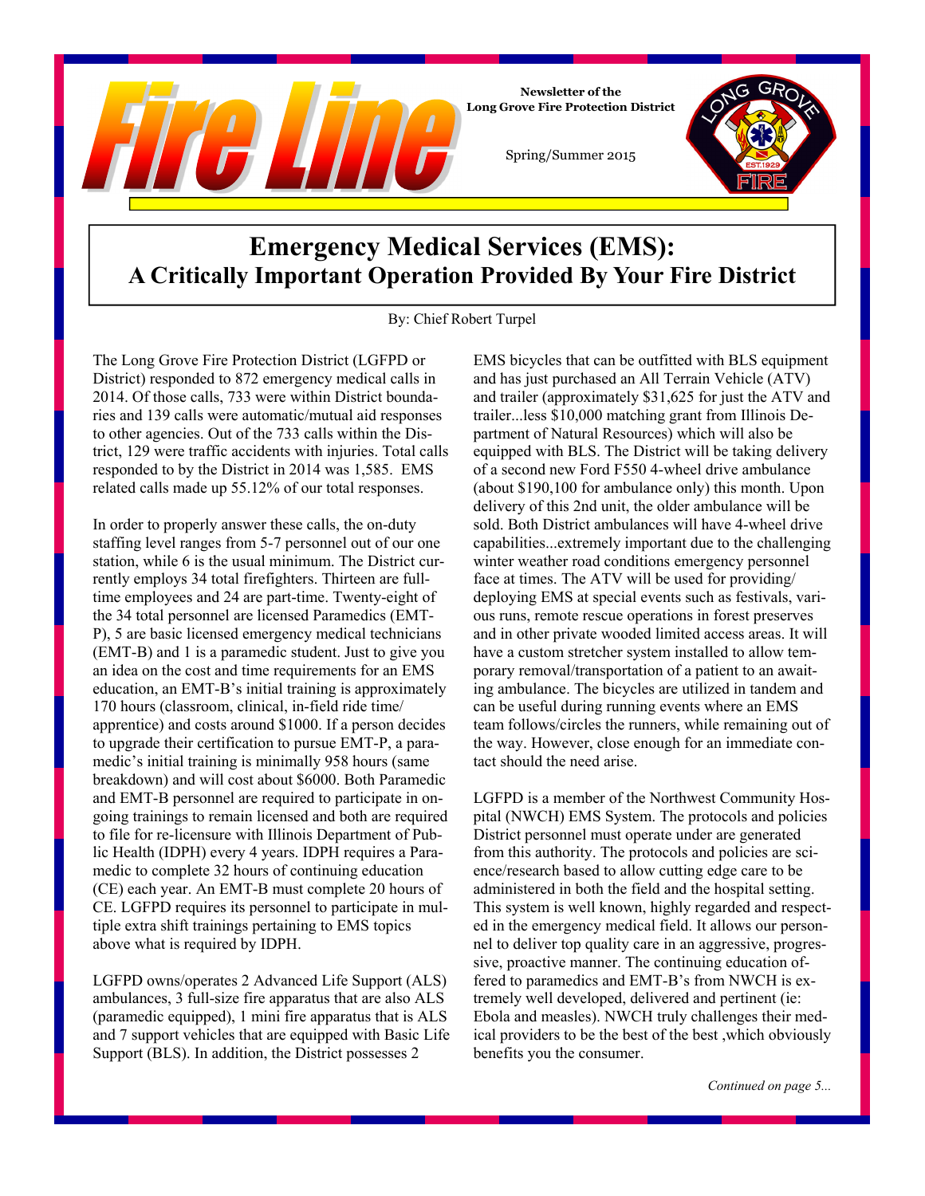# Fire Line

**Newsletter of the Long Grove Fire Protection District**

Spring/Summer 2015

## Emergency Medical Services (EMS): A Critically Important Operation Provided By Your Fire District

By: Chief Robert Turpel

The Long Grove Fire Protection District (LGFPD or District) responded to 872 emergency medical calls in 2014. Of those calls, 733 were within District boundaries and 139 calls were automatic/mutual aid responses to other agencies. Out of the 733 calls within the District, 129 were traffic accidents with injuries. Total calls responded to by the District in 2014 was 1,585. EMS related calls made up 55.12% of our total responses.

In order to properly answer these calls, the on-duty staffing level ranges from 5-7 personnel out of our one station, while 6 is the usual minimum. The District currently employs 34 total firefighters. Thirteen are full-time employees and 24 are part-time. Twenty-eight of the 34 total personnel are licensed Paramedics (EMT-P), 5 are basic licensed emergency medical technicians (EMT-B) and 1 is a paramedic student. Just to give you an idea on the cost and time requirements for an EMS education, an EMT-B's initial training is approximately 170 hours (classroom, clinical, in-field ride time/apprentice) and costs around $1000. If a person decides to upgrade their certification to pursue EMT-P, a paramedic's initial training is minimally 958 hours (same breakdown) and will cost about $6000. Both Paramedic and EMT-B personnel are required to participate in ongoing trainings to remain licensed and both are required to file for re-licensure with Illinois Department of Public Health (IDPH) every 4 years. IDPH requires a Paramedic to complete 32 hours of continuing education (CE) each year. An EMT-B must complete 20 hours of CE. LGFPD requires its personnel to participate in multiple extra shift trainings pertaining to EMS topics above what is required by IDPH.

LGFPD owns/operates 2 Advanced Life Support (ALS) ambulances, 3 full-size fire apparatus that are also ALS (paramedic equipped), 1 mini fire apparatus that is ALS and 7 support vehicles that are equipped with Basic Life Support (BLS). In addition, the District possesses 2 EMS bicycles that can be outfitted with BLS equipment and has just purchased an All Terrain Vehicle (ATV) and trailer (approximately $31,625 for just the ATV and trailer...less $10,000 matching grant from Illinois Department of Natural Resources) which will also be equipped with BLS. The District will be taking delivery of a second new Ford F550 4-wheel drive ambulance (about $190,100 for ambulance only) this month. Upon delivery of this 2nd unit, the older ambulance will be sold. Both District ambulances will have 4-wheel drive capabilities...extremely important due to the challenging winter weather road conditions emergency personnel face at times. The ATV will be used for providing/deploying EMS at special events such as festivals, various runs, remote rescue operations in forest preserves and in other private wooded limited access areas. It will have a custom stretcher system installed to allow temporary removal/transportation of a patient to an awaiting ambulance. The bicycles are utilized in tandem and can be useful during running events where an EMS team follows/circles the runners, while remaining out of the way. However, close enough for an immediate contact should the need arise.

LGFPD is a member of the Northwest Community Hospital (NWCH) EMS System. The protocols and policies District personnel must operate under are generated from this authority. The protocols and policies are science/research based to allow cutting edge care to be administered in both the field and the hospital setting. This system is well known, highly regarded and respected in the emergency medical field. It allows our personnel to deliver top quality care in an aggressive, progressive, proactive manner. The continuing education offered to paramedics and EMT-B's from NWCH is extremely well developed, delivered and pertinent (ie: Ebola and measles). NWCH truly challenges their medical providers to be the best of the best ,which obviously benefits you the consumer.

*Continued on page 5...*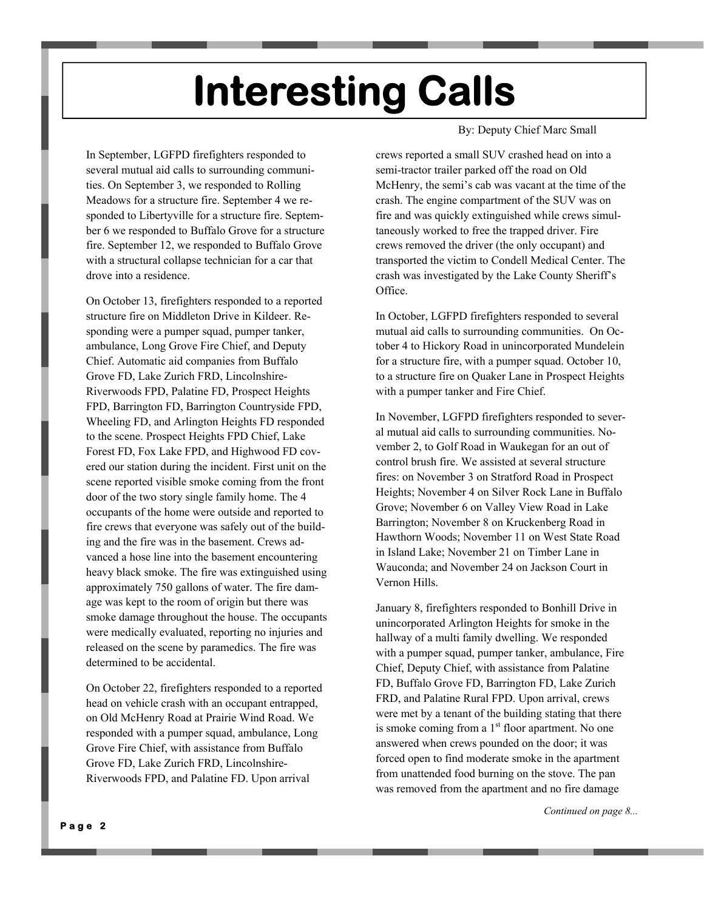# Interesting Calls

By: Deputy Chief Marc Small

In September, LGFPD firefighters responded to several mutual aid calls to surrounding communities. On September 3, we responded to Rolling Meadows for a structure fire. September 4 we responded to Libertyville for a structure fire. September 6 we responded to Buffalo Grove for a structure fire. September 12, we responded to Buffalo Grove with a structural collapse technician for a car that drove into a residence.

On October 13, firefighters responded to a reported structure fire on Middleton Drive in Kildeer. Responding were a pumper squad, pumper tanker, ambulance, Long Grove Fire Chief, and Deputy Chief. Automatic aid companies from Buffalo Grove FD, Lake Zurich FRD, Lincolnshire-Riverwoods FPD, Palatine FD, Prospect Heights FPD, Barrington FD, Barrington Countryside FPD, Wheeling FD, and Arlington Heights FD responded to the scene. Prospect Heights FPD Chief, Lake Forest FD, Fox Lake FPD, and Highwood FD covered our station during the incident. First unit on the scene reported visible smoke coming from the front door of the two story single family home. The 4 occupants of the home were outside and reported to fire crews that everyone was safely out of the building and the fire was in the basement. Crews advanced a hose line into the basement encountering heavy black smoke. The fire was extinguished using approximately 750 gallons of water. The fire damage was kept to the room of origin but there was smoke damage throughout the house. The occupants were medically evaluated, reporting no injuries and released on the scene by paramedics. The fire was determined to be accidental.

On October 22, firefighters responded to a reported head on vehicle crash with an occupant entrapped, on Old McHenry Road at Prairie Wind Road. We responded with a pumper squad, ambulance, Long Grove Fire Chief, with assistance from Buffalo Grove FD, Lake Zurich FRD, Lincolnshire-Riverwoods FPD, and Palatine FD. Upon arrival crews reported a small SUV crashed head on into a semi-tractor trailer parked off the road on Old McHenry, the semi's cab was vacant at the time of the crash. The engine compartment of the SUV was on fire and was quickly extinguished while crews simultaneously worked to free the trapped driver. Fire crews removed the driver (the only occupant) and transported the victim to Condell Medical Center. The crash was investigated by the Lake County Sheriff's Office.

In October, LGFPD firefighters responded to several mutual aid calls to surrounding communities. On October 4 to Hickory Road in unincorporated Mundelein for a structure fire, with a pumper squad. October 10, to a structure fire on Quaker Lane in Prospect Heights with a pumper tanker and Fire Chief.

In November, LGFPD firefighters responded to several mutual aid calls to surrounding communities. November 2, to Golf Road in Waukegan for an out of control brush fire. We assisted at several structure fires: on November 3 on Stratford Road in Prospect Heights; November 4 on Silver Rock Lane in Buffalo Grove; November 6 on Valley View Road in Lake Barrington; November 8 on Kruckenberg Road in Hawthorn Woods; November 11 on West State Road in Island Lake; November 21 on Timber Lane in Wauconda; and November 24 on Jackson Court in Vernon Hills.

January 8, firefighters responded to Bonhill Drive in unincorporated Arlington Heights for smoke in the hallway of a multi family dwelling. We responded with a pumper squad, pumper tanker, ambulance, Fire Chief, Deputy Chief, with assistance from Palatine FD, Buffalo Grove FD, Barrington FD, Lake Zurich FRD, and Palatine Rural FPD. Upon arrival, crews were met by a tenant of the building stating that there is smoke coming from a 1st floor apartment. No one answered when crews pounded on the door; it was forced open to find moderate smoke in the apartment from unattended food burning on the stove. The pan was removed from the apartment and no fire damage

*Continued on page 8...*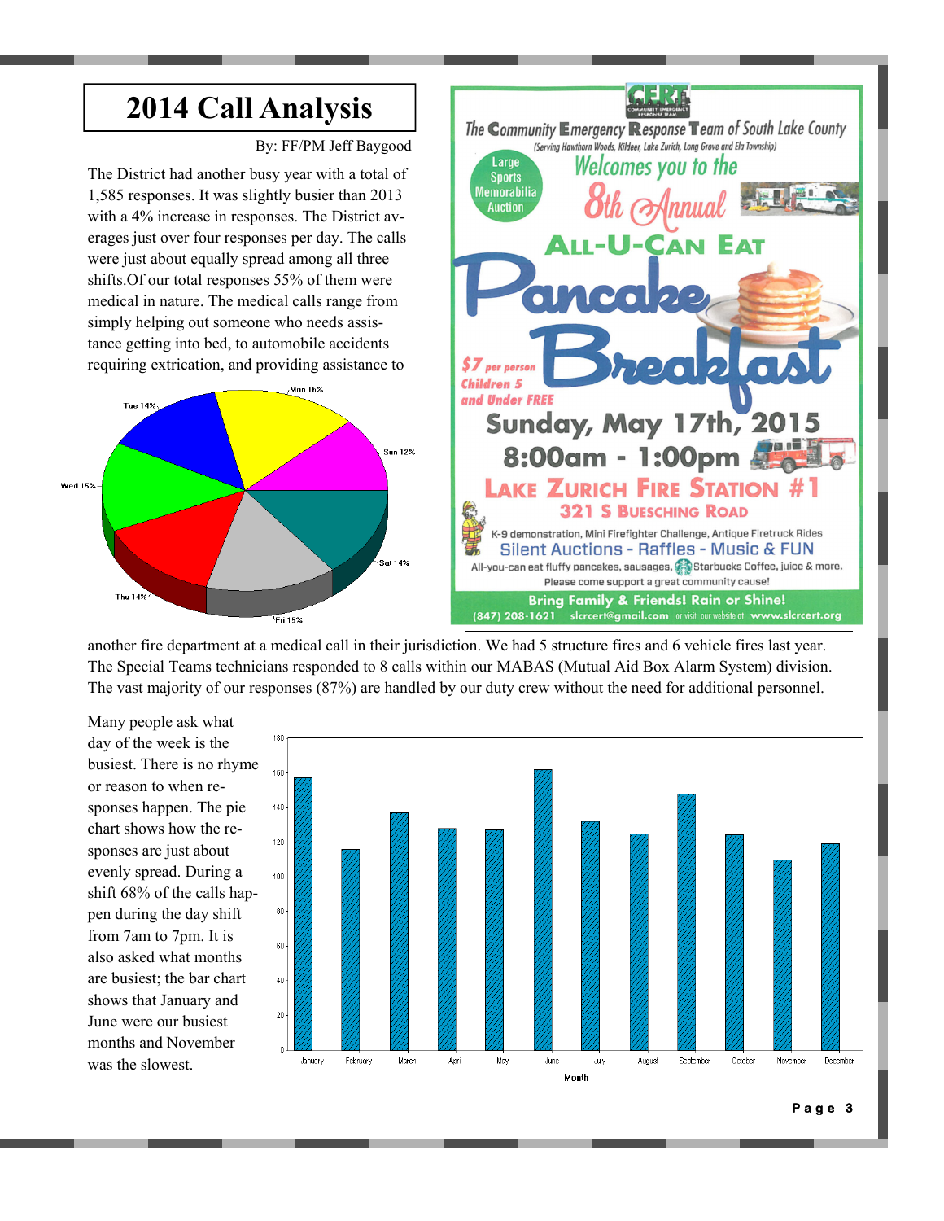# 2014 Call Analysis

By: FF/PM Jeff Baygood

The District had another busy year with a total of 1,585 responses. It was slightly busier than 2013 with a 4% increase in responses. The District averages just over four responses per day. The calls were just about equally spread among all three shifts.Of our total responses 55% of them were medical in nature. The medical calls range from simply helping out someone who needs assistance getting into bed, to automobile accidents requiring extrication, and providing assistance to another fire department at a medical call in their jurisdiction. We had 5 structure fires and 6 vehicle fires last year. The Special Teams technicians responded to 8 calls within our MABAS (Mutual Aid Box Alarm System) division. The vast majority of our responses (87%) are handled by our duty crew without the need for additional personnel.

Mon 16%, Sun 12%, Sat 14%, Fri 15%, Thu 14%, Wed 15%, Tue 14%

Many people ask what day of the week is the busiest. There is no rhyme or reason to when responses happen. The pie chart shows how the responses are just about evenly spread. During a shift 68% of the calls happen during the day shift from 7am to 7pm. It is also asked what months are busiest; the bar chart shows that January and June were our busiest months and November was the slowest.

Month: January, February, March, April, May, June, July, August, September, October, November, December

---

The Community Emergency Response Team of South Lake County

(Serving Hawthorn Woods, Kildeer, Lake Zurich, Long Grove and Ela Township)

Large Sports Memorabilia Auction

Welcomes you to the 8th Annual

**ALL-U-CAN EAT Pancake Breakfast**

$7 per person
Children 5 and Under FREE

**Sunday, May 17th, 2015**

**8:00am - 1:00pm**

**LAKE ZURICH FIRE STATION #1**

**321 S BUESCHING ROAD**

K-9 demonstration, Mini Firefighter Challenge, Antique Firetruck Rides

Silent Auctions - Raffles - Music & FUN

All-you-can eat fluffy pancakes, sausages, Starbucks Coffee, juice & more.

Please come support a great community cause!

**Bring Family & Friends! Rain or Shine!**

(847) 208-1621 slcrcert@gmail.com or visit our website at www.slcrcert.org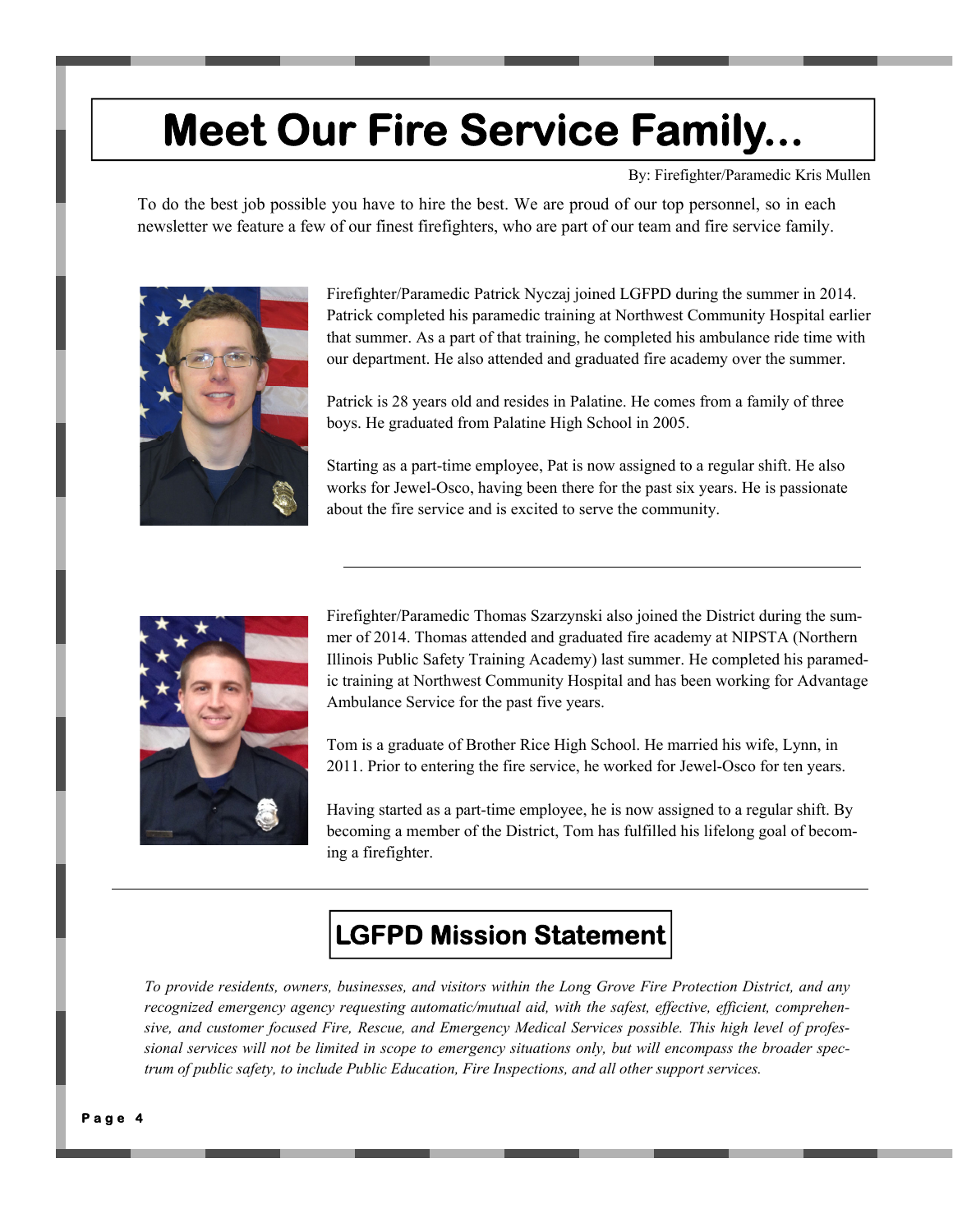# Meet Our Fire Service Family...

By: Firefighter/Paramedic Kris Mullen

To do the best job possible you have to hire the best. We are proud of our top personnel, so in each newsletter we feature a few of our finest firefighters, who are part of our team and fire service family.

Firefighter/Paramedic Patrick Nyczaj joined LGFPD during the summer in 2014. Patrick completed his paramedic training at Northwest Community Hospital earlier that summer. As a part of that training, he completed his ambulance ride time with our department. He also attended and graduated fire academy over the summer.

Patrick is 28 years old and resides in Palatine. He comes from a family of three boys. He graduated from Palatine High School in 2005.

Starting as a part-time employee, Pat is now assigned to a regular shift. He also works for Jewel-Osco, having been there for the past six years. He is passionate about the fire service and is excited to serve the community.

---

Firefighter/Paramedic Thomas Szarzynski also joined the District during the summer of 2014. Thomas attended and graduated fire academy at NIPSTA (Northern Illinois Public Safety Training Academy) last summer. He completed his paramedic training at Northwest Community Hospital and has been working for Advantage Ambulance Service for the past five years.

Tom is a graduate of Brother Rice High School. He married his wife, Lynn, in 2011. Prior to entering the fire service, he worked for Jewel-Osco for ten years.

Having started as a part-time employee, he is now assigned to a regular shift. By becoming a member of the District, Tom has fulfilled his lifelong goal of becoming a firefighter.

---

## LGFPD Mission Statement

*To provide residents, owners, businesses, and visitors within the Long Grove Fire Protection District, and any recognized emergency agency requesting automatic/mutual aid, with the safest, effective, efficient, comprehensive, and customer focused Fire, Rescue, and Emergency Medical Services possible. This high level of professional services will not be limited in scope to emergency situations only, but will encompass the broader spectrum of public safety, to include Public Education, Fire Inspections, and all other support services.*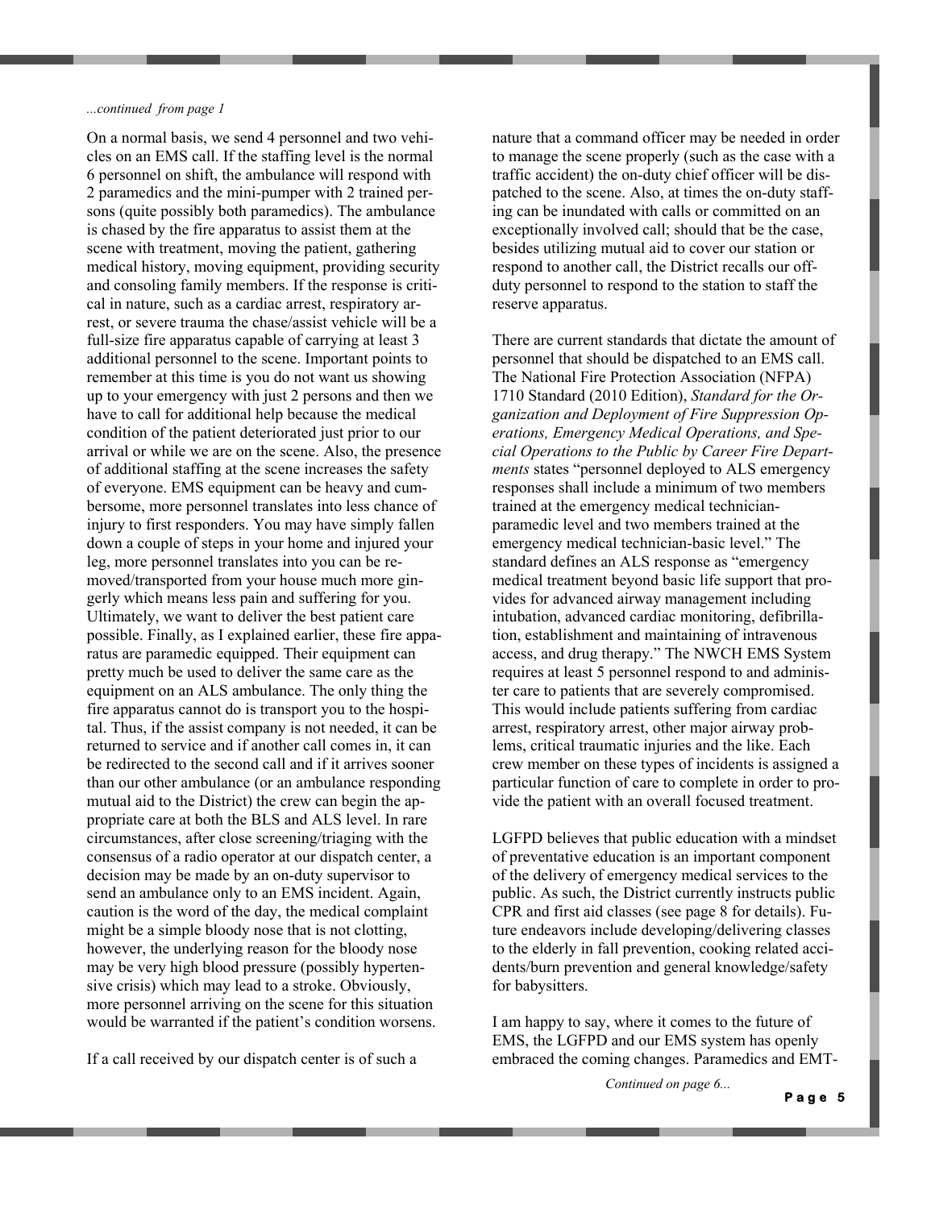*...continued from page 1*

On a normal basis, we send 4 personnel and two vehicles on an EMS call. If the staffing level is the normal 6 personnel on shift, the ambulance will respond with 2 paramedics and the mini-pumper with 2 trained persons (quite possibly both paramedics). The ambulance is chased by the fire apparatus to assist them at the scene with treatment, moving the patient, gathering medical history, moving equipment, providing security and consoling family members. If the response is critical in nature, such as a cardiac arrest, respiratory arrest, or severe trauma the chase/assist vehicle will be a full-size fire apparatus capable of carrying at least 3 additional personnel to the scene. Important points to remember at this time is you do not want us showing up to your emergency with just 2 persons and then we have to call for additional help because the medical condition of the patient deteriorated just prior to our arrival or while we are on the scene. Also, the presence of additional staffing at the scene increases the safety of everyone. EMS equipment can be heavy and cumbersome, more personnel translates into less chance of injury to first responders. You may have simply fallen down a couple of steps in your home and injured your leg, more personnel translates into you can be removed/transported from your house much more gingerly which means less pain and suffering for you. Ultimately, we want to deliver the best patient care possible. Finally, as I explained earlier, these fire apparatus are paramedic equipped. Their equipment can pretty much be used to deliver the same care as the equipment on an ALS ambulance. The only thing the fire apparatus cannot do is transport you to the hospital. Thus, if the assist company is not needed, it can be returned to service and if another call comes in, it can be redirected to the second call and if it arrives sooner than our other ambulance (or an ambulance responding mutual aid to the District) the crew can begin the appropriate care at both the BLS and ALS level. In rare circumstances, after close screening/triaging with the consensus of a radio operator at our dispatch center, a decision may be made by an on-duty supervisor to send an ambulance only to an EMS incident. Again, caution is the word of the day, the medical complaint might be a simple bloody nose that is not clotting, however, the underlying reason for the bloody nose may be very high blood pressure (possibly hypertensive crisis) which may lead to a stroke. Obviously, more personnel arriving on the scene for this situation would be warranted if the patient's condition worsens.

If a call received by our dispatch center is of such a nature that a command officer may be needed in order to manage the scene properly (such as the case with a traffic accident) the on-duty chief officer will be dispatched to the scene. Also, at times the on-duty staffing can be inundated with calls or committed on an exceptionally involved call; should that be the case, besides utilizing mutual aid to cover our station or respond to another call, the District recalls our off-duty personnel to respond to the station to staff the reserve apparatus.

There are current standards that dictate the amount of personnel that should be dispatched to an EMS call. The National Fire Protection Association (NFPA) 1710 Standard (2010 Edition), *Standard for the Organization and Deployment of Fire Suppression Operations, Emergency Medical Operations, and Special Operations to the Public by Career Fire Departments* states "personnel deployed to ALS emergency responses shall include a minimum of two members trained at the emergency medical technician-paramedic level and two members trained at the emergency medical technician-basic level." The standard defines an ALS response as "emergency medical treatment beyond basic life support that provides for advanced airway management including intubation, advanced cardiac monitoring, defibrillation, establishment and maintaining of intravenous access, and drug therapy." The NWCH EMS System requires at least 5 personnel respond to and administer care to patients that are severely compromised. This would include patients suffering from cardiac arrest, respiratory arrest, other major airway problems, critical traumatic injuries and the like. Each crew member on these types of incidents is assigned a particular function of care to complete in order to provide the patient with an overall focused treatment.

LGFPD believes that public education with a mindset of preventative education is an important component of the delivery of emergency medical services to the public. As such, the District currently instructs public CPR and first aid classes (see page 8 for details). Future endeavors include developing/delivering classes to the elderly in fall prevention, cooking related accidents/burn prevention and general knowledge/safety for babysitters.

I am happy to say, where it comes to the future of EMS, the LGFPD and our EMS system has openly embraced the coming changes. Paramedics and EMT-

*Continued on page 6...*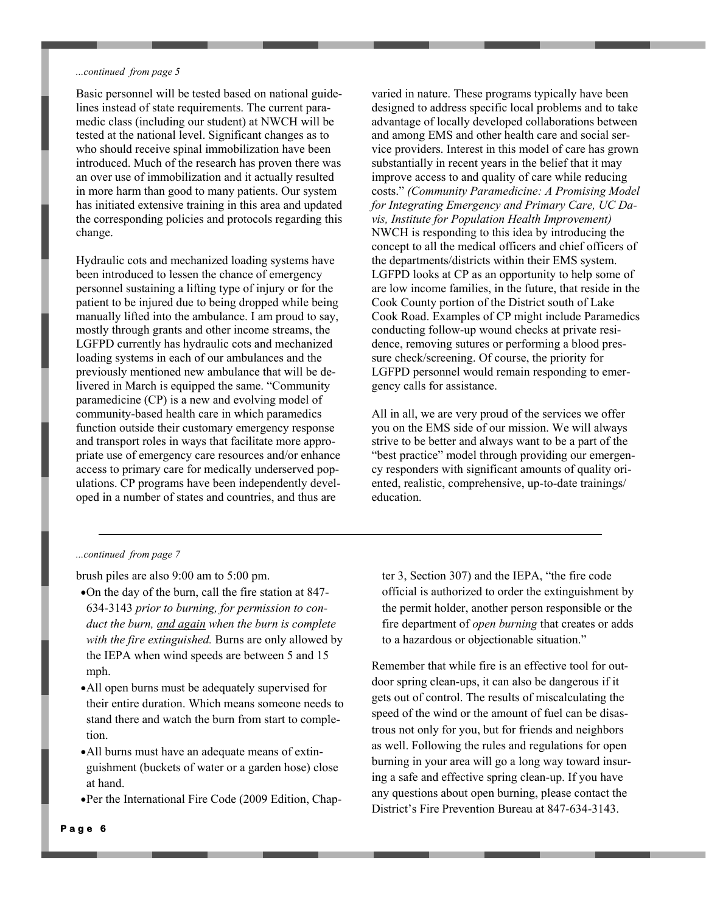*...continued from page 5*

Basic personnel will be tested based on national guidelines instead of state requirements. The current paramedic class (including our student) at NWCH will be tested at the national level. Significant changes as to who should receive spinal immobilization have been introduced. Much of the research has proven there was an over use of immobilization and it actually resulted in more harm than good to many patients. Our system has initiated extensive training in this area and updated the corresponding policies and protocols regarding this change.

Hydraulic cots and mechanized loading systems have been introduced to lessen the chance of emergency personnel sustaining a lifting type of injury or for the patient to be injured due to being dropped while being manually lifted into the ambulance. I am proud to say, mostly through grants and other income streams, the LGFPD currently has hydraulic cots and mechanized loading systems in each of our ambulances and the previously mentioned new ambulance that will be delivered in March is equipped the same. "Community paramedicine (CP) is a new and evolving model of community-based health care in which paramedics function outside their customary emergency response and transport roles in ways that facilitate more appropriate use of emergency care resources and/or enhance access to primary care for medically underserved populations. CP programs have been independently developed in a number of states and countries, and thus are varied in nature. These programs typically have been designed to address specific local problems and to take advantage of locally developed collaborations between and among EMS and other health care and social service providers. Interest in this model of care has grown substantially in recent years in the belief that it may improve access to and quality of care while reducing costs." *(Community Paramedicine: A Promising Model for Integrating Emergency and Primary Care, UC Davis, Institute for Population Health Improvement)* NWCH is responding to this idea by introducing the concept to all the medical officers and chief officers of the departments/districts within their EMS system. LGFPD looks at CP as an opportunity to help some of are low income families, in the future, that reside in the Cook County portion of the District south of Lake Cook Road. Examples of CP might include Paramedics conducting follow-up wound checks at private residence, removing sutures or performing a blood pressure check/screening. Of course, the priority for LGFPD personnel would remain responding to emergency calls for assistance.

All in all, we are very proud of the services we offer you on the EMS side of our mission. We will always strive to be better and always want to be a part of the "best practice" model through providing our emergency responders with significant amounts of quality oriented, realistic, comprehensive, up-to-date trainings/education.

---

*...continued from page 7*

brush piles are also 9:00 am to 5:00 pm.

- On the day of the burn, call the fire station at 847-634-3143 *prior to burning, for permission to conduct the burn, <u>and again</u> when the burn is complete with the fire extinguished.* Burns are only allowed by the IEPA when wind speeds are between 5 and 15 mph.
- All open burns must be adequately supervised for their entire duration. Which means someone needs to stand there and watch the burn from start to completion.
- All burns must have an adequate means of extinguishment (buckets of water or a garden hose) close at hand.
- Per the International Fire Code (2009 Edition, Chapter 3, Section 307) and the IEPA, "the fire code official is authorized to order the extinguishment by the permit holder, another person responsible or the fire department of *open burning* that creates or adds to a hazardous or objectionable situation."

Remember that while fire is an effective tool for outdoor spring clean-ups, it can also be dangerous if it gets out of control. The results of miscalculating the speed of the wind or the amount of fuel can be disastrous not only for you, but for friends and neighbors as well. Following the rules and regulations for open burning in your area will go a long way toward insuring a safe and effective spring clean-up. If you have any questions about open burning, please contact the District's Fire Prevention Bureau at 847-634-3143.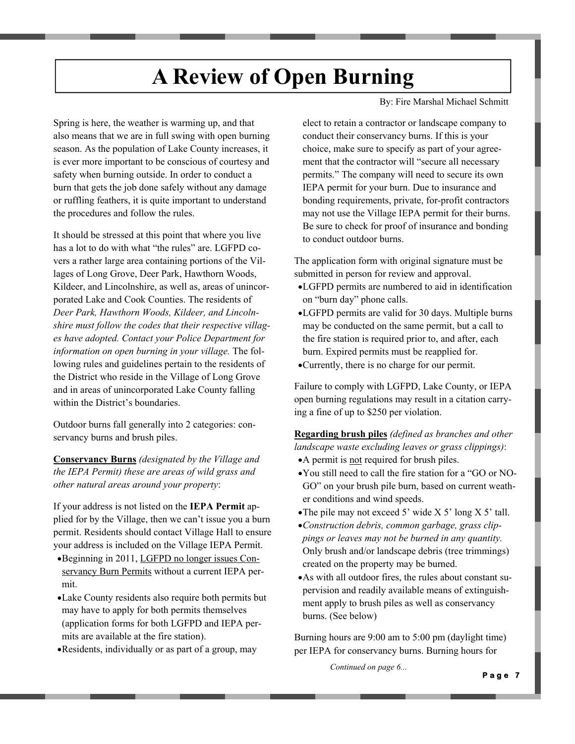# A Review of Open Burning

By: Fire Marshal Michael Schmitt

Spring is here, the weather is warming up, and that also means that we are in full swing with open burning season. As the population of Lake County increases, it is ever more important to be conscious of courtesy and safety when burning outside. In order to conduct a burn that gets the job done safely without any damage or ruffling feathers, it is quite important to understand the procedures and follow the rules.

It should be stressed at this point that where you live has a lot to do with what "the rules" are. LGFPD covers a rather large area containing portions of the Villages of Long Grove, Deer Park, Hawthorn Woods, Kildeer, and Lincolnshire, as well as, areas of unincorporated Lake and Cook Counties. The residents of *Deer Park, Hawthorn Woods, Kildeer, and Lincolnshire must follow the codes that their respective villages have adopted. Contact your Police Department for information on open burning in your village.* The following rules and guidelines pertain to the residents of the District who reside in the Village of Long Grove and in areas of unincorporated Lake County falling within the District's boundaries.

Outdoor burns fall generally into 2 categories: conservancy burns and brush piles.

**Conservancy Burns** *(designated by the Village and the IEPA Permit) these are areas of wild grass and other natural areas around your property*:

If your address is not listed on the **IEPA Permit** applied for by the Village, then we can't issue you a burn permit. Residents should contact Village Hall to ensure your address is included on the Village IEPA Permit.

- Beginning in 2011, LGFPD no longer issues Conservancy Burn Permits without a current IEPA permit.
- Lake County residents also require both permits but may have to apply for both permits themselves (application forms for both LGFPD and IEPA permits are available at the fire station).
- Residents, individually or as part of a group, may elect to retain a contractor or landscape company to conduct their conservancy burns. If this is your choice, make sure to specify as part of your agreement that the contractor will "secure all necessary permits." The company will need to secure its own IEPA permit for your burn. Due to insurance and bonding requirements, private, for-profit contractors may not use the Village IEPA permit for their burns. Be sure to check for proof of insurance and bonding to conduct outdoor burns.

The application form with original signature must be submitted in person for review and approval.

- LGFPD permits are numbered to aid in identification on "burn day" phone calls.
- LGFPD permits are valid for 30 days. Multiple burns may be conducted on the same permit, but a call to the fire station is required prior to, and after, each burn. Expired permits must be reapplied for.
- Currently, there is no charge for our permit.

Failure to comply with LGFPD, Lake County, or IEPA open burning regulations may result in a citation carrying a fine of up to $250 per violation.

**Regarding brush piles** *(defined as branches and other landscape waste excluding leaves or grass clippings)*:

- A permit is not required for brush piles.
- You still need to call the fire station for a "GO or NO-GO" on your brush pile burn, based on current weather conditions and wind speeds.
- The pile may not exceed 5' wide X 5' long X 5' tall.
- *Construction debris, common garbage, grass clippings or leaves may not be burned in any quantity.* Only brush and/or landscape debris (tree trimmings) created on the property may be burned.
- As with all outdoor fires, the rules about constant supervision and readily available means of extinguishment apply to brush piles as well as conservancy burns. (See below)

Burning hours are 9:00 am to 5:00 pm (daylight time) per IEPA for conservancy burns. Burning hours for

*Continued on page 6...*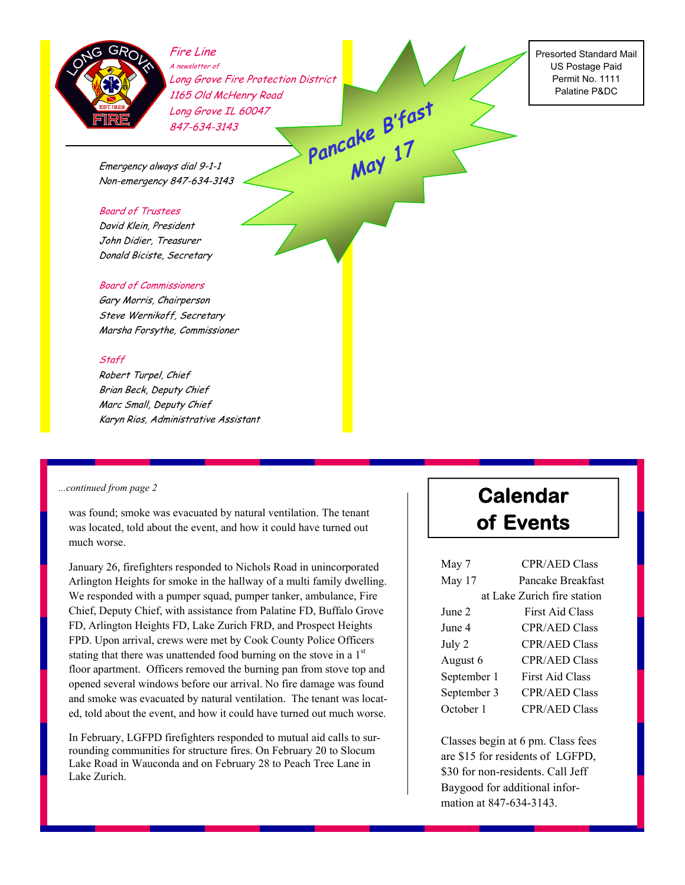*Fire Line*
*A newsletter of*
*Long Grove Fire Protection District*
*1165 Old McHenry Road*
*Long Grove IL 60047*
*847-634-3143*

Pancake B'fast
May 17

Presorted Standard Mail
US Postage Paid
Permit No. 1111
Palatine P&DC

*Emergency always dial 9-1-1*
*Non-emergency 847-634-3143*

*Board of Trustees*
*David Klein, President*
*John Didier, Treasurer*
*Donald Biciste, Secretary*

*Board of Commissioners*
*Gary Morris, Chairperson*
*Steve Wernikoff, Secretary*
*Marsha Forsythe, Commissioner*

*Staff*
*Robert Turpel, Chief*
*Brian Beck, Deputy Chief*
*Marc Small, Deputy Chief*
*Karyn Rios, Administrative Assistant*

*...continued from page 2*

was found; smoke was evacuated by natural ventilation. The tenant was located, told about the event, and how it could have turned out much worse.

January 26, firefighters responded to Nichols Road in unincorporated Arlington Heights for smoke in the hallway of a multi family dwelling. We responded with a pumper squad, pumper tanker, ambulance, Fire Chief, Deputy Chief, with assistance from Palatine FD, Buffalo Grove FD, Arlington Heights FD, Lake Zurich FRD, and Prospect Heights FPD. Upon arrival, crews were met by Cook County Police Officers stating that there was unattended food burning on the stove in a 1st floor apartment. Officers removed the burning pan from stove top and opened several windows before our arrival. No fire damage was found and smoke was evacuated by natural ventilation. The tenant was located, told about the event, and how it could have turned out much worse.

In February, LGFPD firefighters responded to mutual aid calls to surrounding communities for structure fires. On February 20 to Slocum Lake Road in Wauconda and on February 28 to Peach Tree Lane in Lake Zurich.

## Calendar of Events

| | |
|---|---|
| May 7 | CPR/AED Class |
| May 17 | Pancake Breakfast at Lake Zurich fire station |
| June 2 | First Aid Class |
| June 4 | CPR/AED Class |
| July 2 | CPR/AED Class |
| August 6 | CPR/AED Class |
| September 1 | First Aid Class |
| September 3 | CPR/AED Class |
| October 1 | CPR/AED Class |

Classes begin at 6 pm. Class fees are $15 for residents of LGFPD, $30 for non-residents. Call Jeff Baygood for additional information at 847-634-3143.